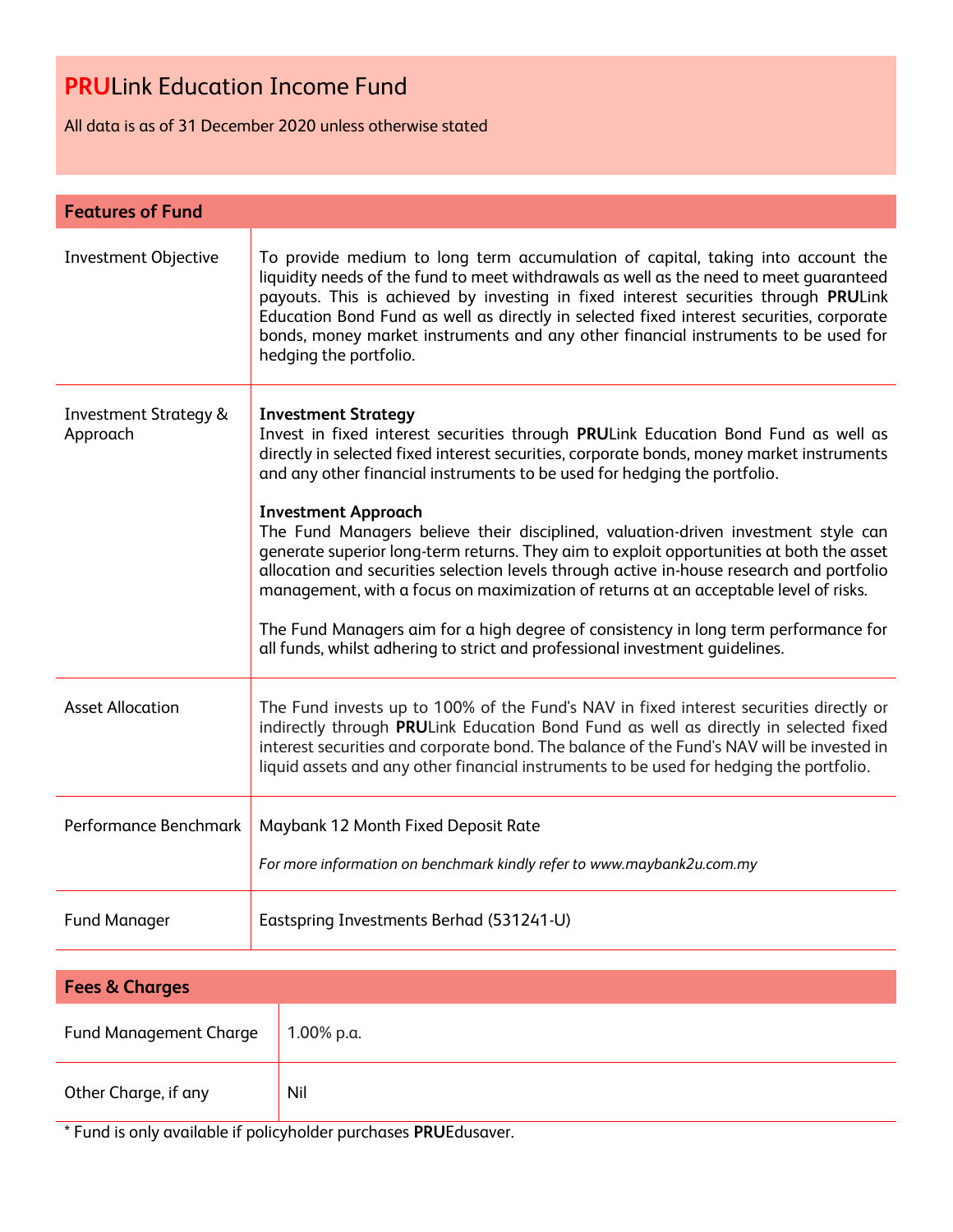# **PRU**Link Education Income Fund

All data is as of 31 December 2020 unless otherwise stated

## Features of Fund

| | |
|---|---|
| Investment Objective | To provide medium to long term accumulation of capital, taking into account the liquidity needs of the fund to meet withdrawals as well as the need to meet guaranteed payouts. This is achieved by investing in fixed interest securities through **PRU**Link Education Bond Fund as well as directly in selected fixed interest securities, corporate bonds, money market instruments and any other financial instruments to be used for hedging the portfolio. |
| Investment Strategy & Approach | **Investment Strategy**<br>Invest in fixed interest securities through **PRU**Link Education Bond Fund as well as directly in selected fixed interest securities, corporate bonds, money market instruments and any other financial instruments to be used for hedging the portfolio.<br><br>**Investment Approach**<br>The Fund Managers believe their disciplined, valuation-driven investment style can generate superior long-term returns. They aim to exploit opportunities at both the asset allocation and securities selection levels through active in-house research and portfolio management, with a focus on maximization of returns at an acceptable level of risks.<br><br>The Fund Managers aim for a high degree of consistency in long term performance for all funds, whilst adhering to strict and professional investment guidelines. |
| Asset Allocation | The Fund invests up to 100% of the Fund's NAV in fixed interest securities directly or indirectly through **PRU**Link Education Bond Fund as well as directly in selected fixed interest securities and corporate bond. The balance of the Fund's NAV will be invested in liquid assets and any other financial instruments to be used for hedging the portfolio. |
| Performance Benchmark | Maybank 12 Month Fixed Deposit Rate<br><br>*For more information on benchmark kindly refer to www.maybank2u.com.my* |
| Fund Manager | Eastspring Investments Berhad (531241-U) |

## Fees & Charges

| | |
|---|---|
| Fund Management Charge | 1.00% p.a. |
| Other Charge, if any | Nil |

* Fund is only available if policyholder purchases **PRU**Edusaver.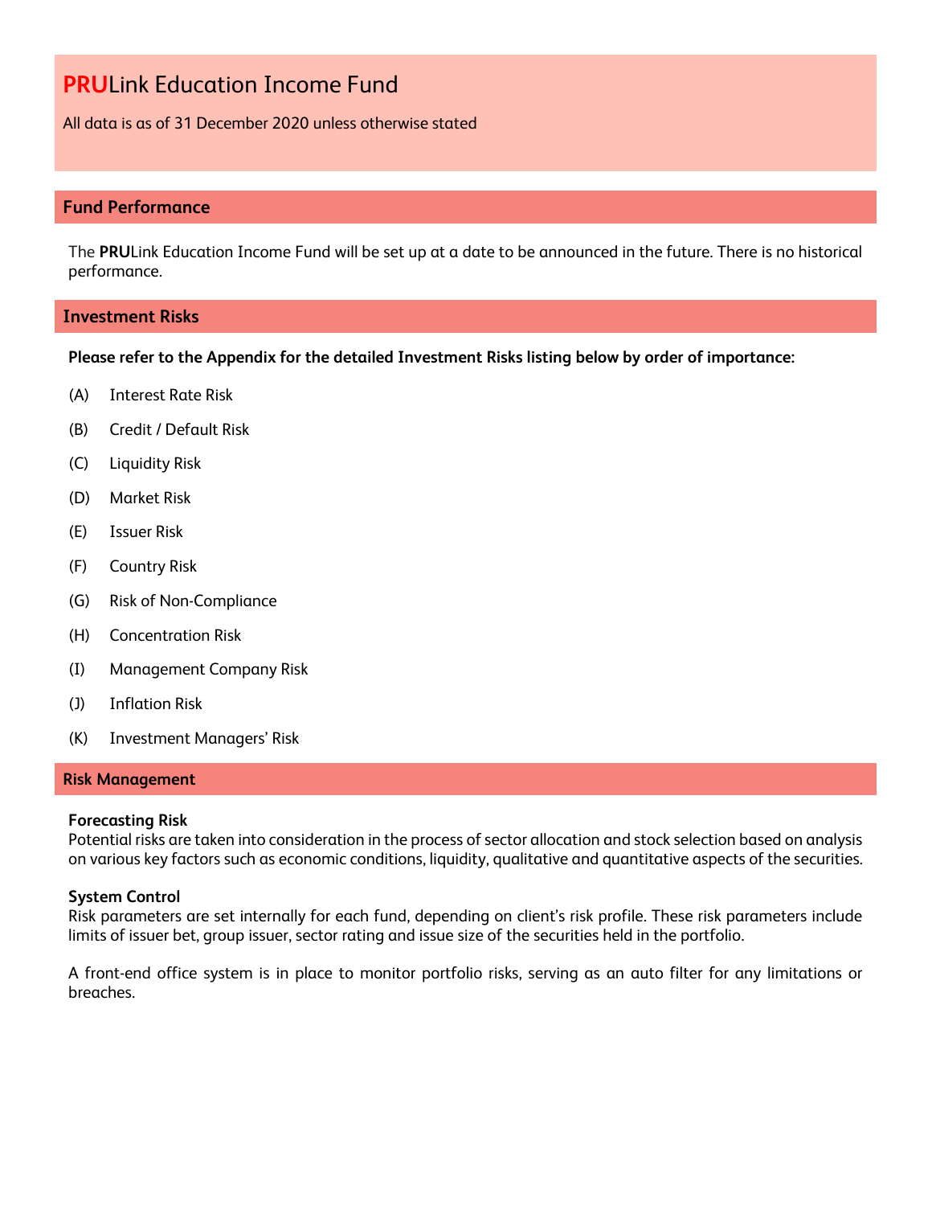# **PRU**Link Education Income Fund

All data is as of 31 December 2020 unless otherwise stated

## Fund Performance

The **PRU**Link Education Income Fund will be set up at a date to be announced in the future. There is no historical performance.

## Investment Risks

**Please refer to the Appendix for the detailed Investment Risks listing below by order of importance:**

(A) Interest Rate Risk

(B) Credit / Default Risk

(C) Liquidity Risk

(D) Market Risk

(E) Issuer Risk

(F) Country Risk

(G) Risk of Non-Compliance

(H) Concentration Risk

(I) Management Company Risk

(J) Inflation Risk

(K) Investment Managers' Risk

## Risk Management

**Forecasting Risk**
Potential risks are taken into consideration in the process of sector allocation and stock selection based on analysis on various key factors such as economic conditions, liquidity, qualitative and quantitative aspects of the securities.

**System Control**
Risk parameters are set internally for each fund, depending on client's risk profile. These risk parameters include limits of issuer bet, group issuer, sector rating and issue size of the securities held in the portfolio.

A front-end office system is in place to monitor portfolio risks, serving as an auto filter for any limitations or breaches.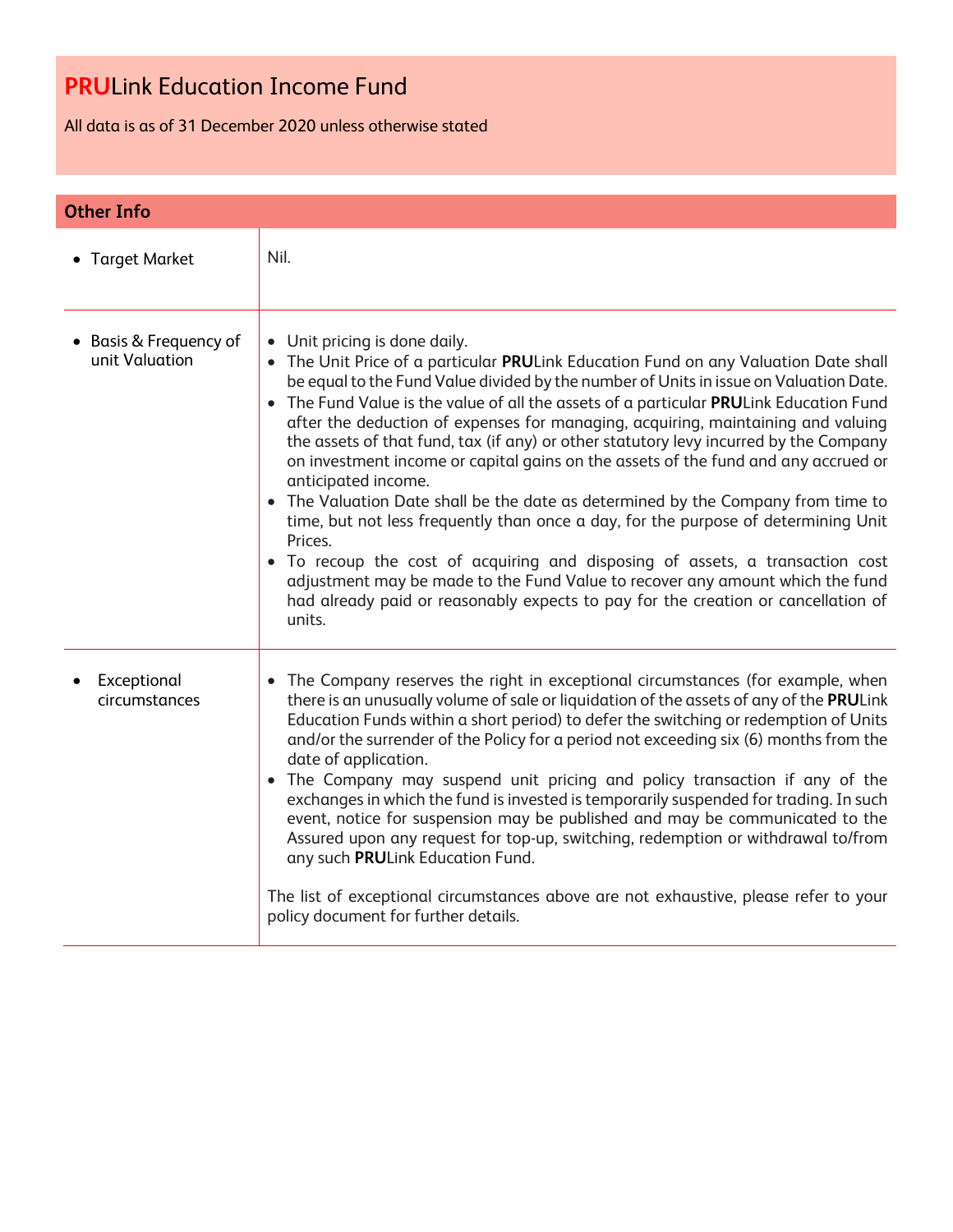# **PRU**Link Education Income Fund

All data is as of 31 December 2020 unless otherwise stated

## Other Info

| | |
|---|---|
| • Target Market | Nil. |
| • Basis & Frequency of unit Valuation | • Unit pricing is done daily.<br>• The Unit Price of a particular **PRU**Link Education Fund on any Valuation Date shall be equal to the Fund Value divided by the number of Units in issue on Valuation Date.<br>• The Fund Value is the value of all the assets of a particular **PRU**Link Education Fund after the deduction of expenses for managing, acquiring, maintaining and valuing the assets of that fund, tax (if any) or other statutory levy incurred by the Company on investment income or capital gains on the assets of the fund and any accrued or anticipated income.<br>• The Valuation Date shall be the date as determined by the Company from time to time, but not less frequently than once a day, for the purpose of determining Unit Prices.<br>• To recoup the cost of acquiring and disposing of assets, a transaction cost adjustment may be made to the Fund Value to recover any amount which the fund had already paid or reasonably expects to pay for the creation or cancellation of units. |
| • Exceptional circumstances | • The Company reserves the right in exceptional circumstances (for example, when there is an unusually volume of sale or liquidation of the assets of any of the **PRU**Link Education Funds within a short period) to defer the switching or redemption of Units and/or the surrender of the Policy for a period not exceeding six (6) months from the date of application.<br>• The Company may suspend unit pricing and policy transaction if any of the exchanges in which the fund is invested is temporarily suspended for trading. In such event, notice for suspension may be published and may be communicated to the Assured upon any request for top-up, switching, redemption or withdrawal to/from any such **PRU**Link Education Fund.<br><br>The list of exceptional circumstances above are not exhaustive, please refer to your policy document for further details. |